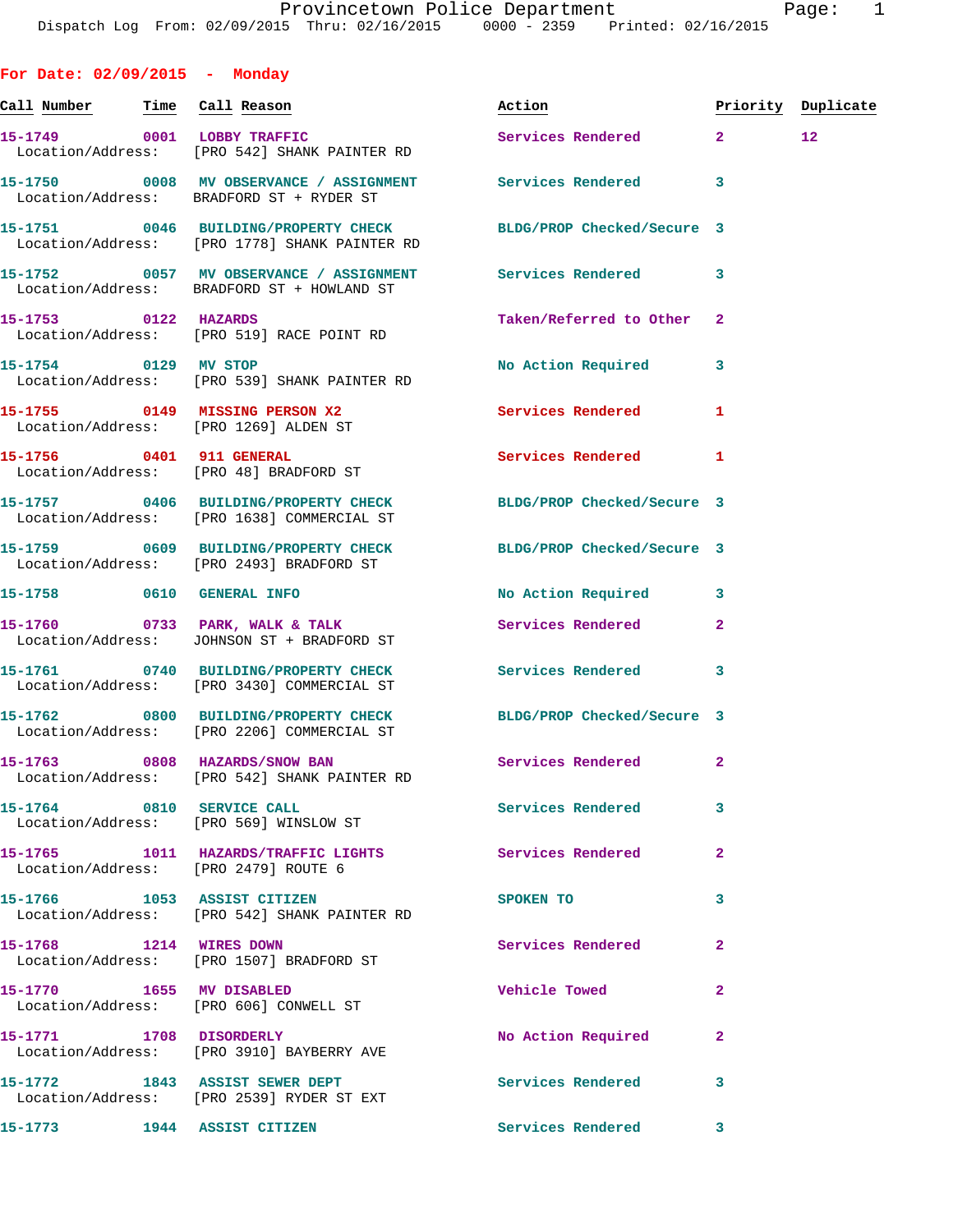## For Date: 02/09/2015 - Monday

| Call Number | Time | Call Reason | Action | Priority | Duplicate |
|---|---|---|---|---|---|
| 15-1749 | 0001 | LOBBY TRAFFIC | Services Rendered | 2 | 12 |
| Location/Address: | | [PRO 542] SHANK PAINTER RD | | | |
| 15-1750 | 0008 | MV OBSERVANCE / ASSIGNMENT | Services Rendered | 3 | |
| Location/Address: | | BRADFORD ST + RYDER ST | | | |
| 15-1751 | 0046 | BUILDING/PROPERTY CHECK | BLDG/PROP Checked/Secure | 3 | |
| Location/Address: | | [PRO 1778] SHANK PAINTER RD | | | |
| 15-1752 | 0057 | MV OBSERVANCE / ASSIGNMENT | Services Rendered | 3 | |
| Location/Address: | | BRADFORD ST + HOWLAND ST | | | |
| 15-1753 | 0122 | HAZARDS | Taken/Referred to Other | 2 | |
| Location/Address: | | [PRO 519] RACE POINT RD | | | |
| 15-1754 | 0129 | MV STOP | No Action Required | 3 | |
| Location/Address: | | [PRO 539] SHANK PAINTER RD | | | |
| 15-1755 | 0149 | MISSING PERSON X2 | Services Rendered | 1 | |
| Location/Address: | | [PRO 1269] ALDEN ST | | | |
| 15-1756 | 0401 | 911 GENERAL | Services Rendered | 1 | |
| Location/Address: | | [PRO 48] BRADFORD ST | | | |
| 15-1757 | 0406 | BUILDING/PROPERTY CHECK | BLDG/PROP Checked/Secure | 3 | |
| Location/Address: | | [PRO 1638] COMMERCIAL ST | | | |
| 15-1759 | 0609 | BUILDING/PROPERTY CHECK | BLDG/PROP Checked/Secure | 3 | |
| Location/Address: | | [PRO 2493] BRADFORD ST | | | |
| 15-1758 | 0610 | GENERAL INFO | No Action Required | 3 | |
| 15-1760 | 0733 | PARK, WALK & TALK | Services Rendered | 2 | |
| Location/Address: | | JOHNSON ST + BRADFORD ST | | | |
| 15-1761 | 0740 | BUILDING/PROPERTY CHECK | Services Rendered | 3 | |
| Location/Address: | | [PRO 3430] COMMERCIAL ST | | | |
| 15-1762 | 0800 | BUILDING/PROPERTY CHECK | BLDG/PROP Checked/Secure | 3 | |
| Location/Address: | | [PRO 2206] COMMERCIAL ST | | | |
| 15-1763 | 0808 | HAZARDS/SNOW BAN | Services Rendered | 2 | |
| Location/Address: | | [PRO 542] SHANK PAINTER RD | | | |
| 15-1764 | 0810 | SERVICE CALL | Services Rendered | 3 | |
| Location/Address: | | [PRO 569] WINSLOW ST | | | |
| 15-1765 | 1011 | HAZARDS/TRAFFIC LIGHTS | Services Rendered | 2 | |
| Location/Address: | | [PRO 2479] ROUTE 6 | | | |
| 15-1766 | 1053 | ASSIST CITIZEN | SPOKEN TO | 3 | |
| Location/Address: | | [PRO 542] SHANK PAINTER RD | | | |
| 15-1768 | 1214 | WIRES DOWN | Services Rendered | 2 | |
| Location/Address: | | [PRO 1507] BRADFORD ST | | | |
| 15-1770 | 1655 | MV DISABLED | Vehicle Towed | 2 | |
| Location/Address: | | [PRO 606] CONWELL ST | | | |
| 15-1771 | 1708 | DISORDERLY | No Action Required | 2 | |
| Location/Address: | | [PRO 3910] BAYBERRY AVE | | | |
| 15-1772 | 1843 | ASSIST SEWER DEPT | Services Rendered | 3 | |
| Location/Address: | | [PRO 2539] RYDER ST EXT | | | |
| 15-1773 | 1944 | ASSIST CITIZEN | Services Rendered | 3 | |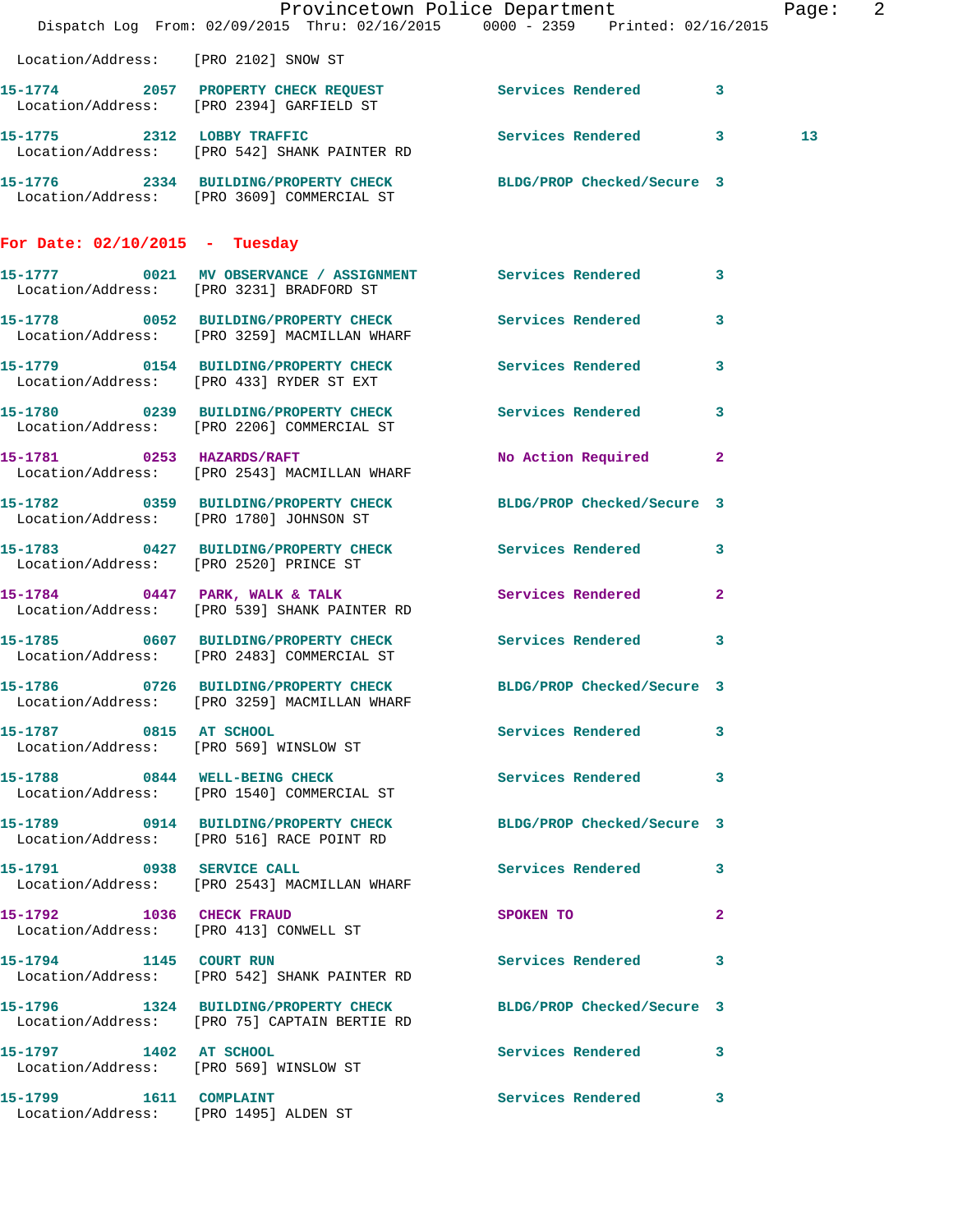Location/Address: [PRO 2102] SNOW ST

**15-1774 2057 PROPERTY CHECK REQUEST** Services Rendered 3
Location/Address: [PRO 2394] GARFIELD ST

**15-1775 2312 LOBBY TRAFFIC** Services Rendered 3 13
Location/Address: [PRO 542] SHANK PAINTER RD

**15-1776 2334 BUILDING/PROPERTY CHECK** BLDG/PROP Checked/Secure 3
Location/Address: [PRO 3609] COMMERCIAL ST

## For Date: 02/10/2015 - Tuesday

**15-1777 0021 MV OBSERVANCE / ASSIGNMENT** Services Rendered 3
Location/Address: [PRO 3231] BRADFORD ST

**15-1778 0052 BUILDING/PROPERTY CHECK** Services Rendered 3
Location/Address: [PRO 3259] MACMILLAN WHARF

**15-1779 0154 BUILDING/PROPERTY CHECK** Services Rendered 3
Location/Address: [PRO 433] RYDER ST EXT

**15-1780 0239 BUILDING/PROPERTY CHECK** Services Rendered 3
Location/Address: [PRO 2206] COMMERCIAL ST

**15-1781 0253 HAZARDS/RAFT** No Action Required 2
Location/Address: [PRO 2543] MACMILLAN WHARF

**15-1782 0359 BUILDING/PROPERTY CHECK** BLDG/PROP Checked/Secure 3
Location/Address: [PRO 1780] JOHNSON ST

**15-1783 0427 BUILDING/PROPERTY CHECK** Services Rendered 3
Location/Address: [PRO 2520] PRINCE ST

**15-1784 0447 PARK, WALK & TALK** Services Rendered 2
Location/Address: [PRO 539] SHANK PAINTER RD

**15-1785 0607 BUILDING/PROPERTY CHECK** Services Rendered 3
Location/Address: [PRO 2483] COMMERCIAL ST

**15-1786 0726 BUILDING/PROPERTY CHECK** BLDG/PROP Checked/Secure 3
Location/Address: [PRO 3259] MACMILLAN WHARF

**15-1787 0815 AT SCHOOL** Services Rendered 3
Location/Address: [PRO 569] WINSLOW ST

**15-1788 0844 WELL-BEING CHECK** Services Rendered 3
Location/Address: [PRO 1540] COMMERCIAL ST

**15-1789 0914 BUILDING/PROPERTY CHECK** BLDG/PROP Checked/Secure 3
Location/Address: [PRO 516] RACE POINT RD

**15-1791 0938 SERVICE CALL** Services Rendered 3
Location/Address: [PRO 2543] MACMILLAN WHARF

**15-1792 1036 CHECK FRAUD** SPOKEN TO 2
Location/Address: [PRO 413] CONWELL ST

**15-1794 1145 COURT RUN** Services Rendered 3
Location/Address: [PRO 542] SHANK PAINTER RD

**15-1796 1324 BUILDING/PROPERTY CHECK** BLDG/PROP Checked/Secure 3
Location/Address: [PRO 75] CAPTAIN BERTIE RD

**15-1797 1402 AT SCHOOL** Services Rendered 3
Location/Address: [PRO 569] WINSLOW ST

**15-1799 1611 COMPLAINT** Services Rendered 3
Location/Address: [PRO 1495] ALDEN ST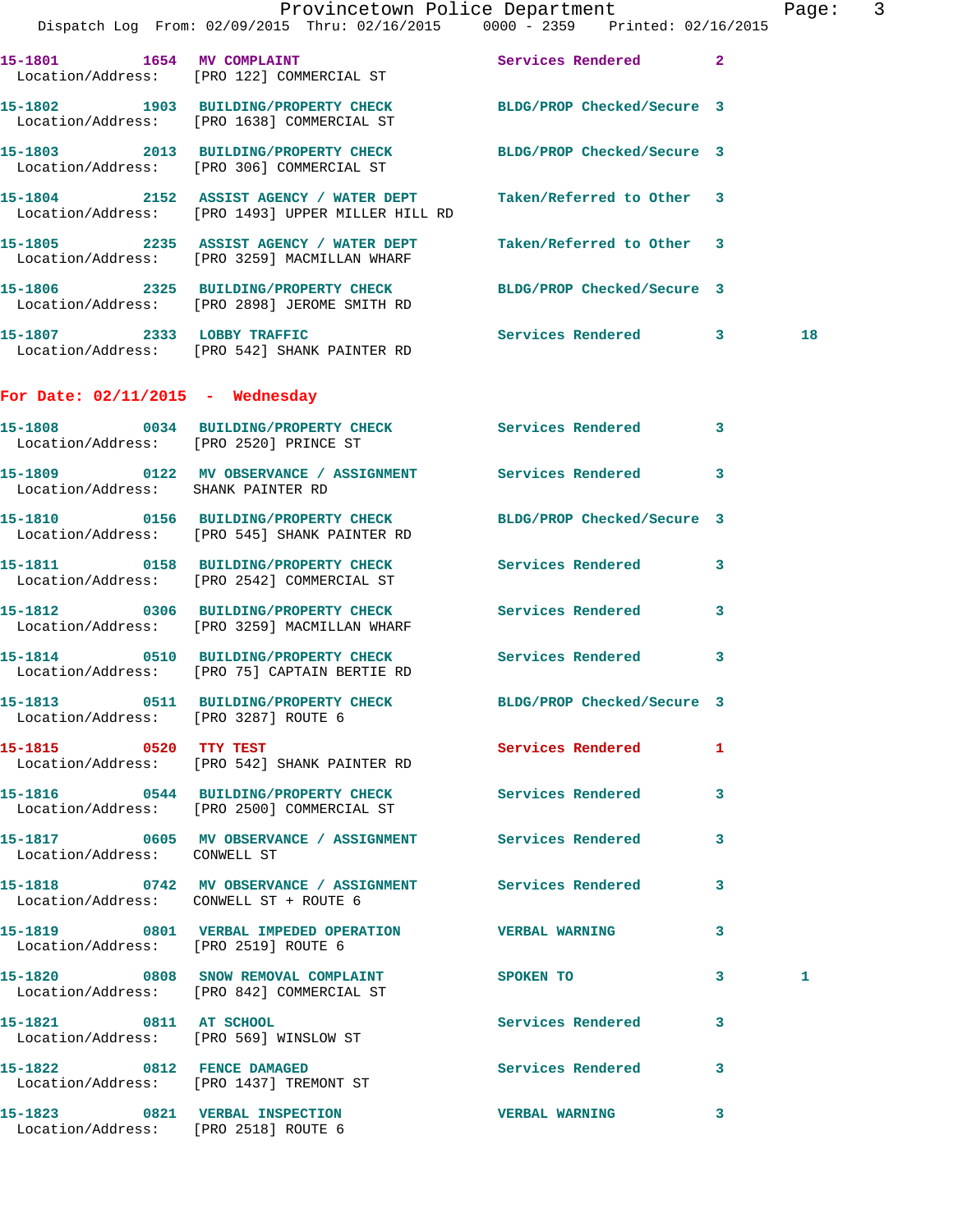15-1801 1654 MV COMPLAINT Services Rendered 2
Location/Address: [PRO 122] COMMERCIAL ST

15-1802 1903 BUILDING/PROPERTY CHECK BLDG/PROP Checked/Secure 3
Location/Address: [PRO 1638] COMMERCIAL ST

15-1803 2013 BUILDING/PROPERTY CHECK BLDG/PROP Checked/Secure 3
Location/Address: [PRO 306] COMMERCIAL ST

15-1804 2152 ASSIST AGENCY / WATER DEPT Taken/Referred to Other 3
Location/Address: [PRO 1493] UPPER MILLER HILL RD

15-1805 2235 ASSIST AGENCY / WATER DEPT Taken/Referred to Other 3
Location/Address: [PRO 3259] MACMILLAN WHARF

15-1806 2325 BUILDING/PROPERTY CHECK BLDG/PROP Checked/Secure 3
Location/Address: [PRO 2898] JEROME SMITH RD

15-1807 2333 LOBBY TRAFFIC Services Rendered 3 18
Location/Address: [PRO 542] SHANK PAINTER RD

## For Date: 02/11/2015 - Wednesday

15-1808 0034 BUILDING/PROPERTY CHECK Services Rendered 3
Location/Address: [PRO 2520] PRINCE ST

15-1809 0122 MV OBSERVANCE / ASSIGNMENT Services Rendered 3
Location/Address: SHANK PAINTER RD

15-1810 0156 BUILDING/PROPERTY CHECK BLDG/PROP Checked/Secure 3
Location/Address: [PRO 545] SHANK PAINTER RD

15-1811 0158 BUILDING/PROPERTY CHECK Services Rendered 3
Location/Address: [PRO 2542] COMMERCIAL ST

15-1812 0306 BUILDING/PROPERTY CHECK Services Rendered 3
Location/Address: [PRO 3259] MACMILLAN WHARF

15-1814 0510 BUILDING/PROPERTY CHECK Services Rendered 3
Location/Address: [PRO 75] CAPTAIN BERTIE RD

15-1813 0511 BUILDING/PROPERTY CHECK BLDG/PROP Checked/Secure 3
Location/Address: [PRO 3287] ROUTE 6

15-1815 0520 TTY TEST Services Rendered 1
Location/Address: [PRO 542] SHANK PAINTER RD

15-1816 0544 BUILDING/PROPERTY CHECK Services Rendered 3
Location/Address: [PRO 2500] COMMERCIAL ST

15-1817 0605 MV OBSERVANCE / ASSIGNMENT Services Rendered 3
Location/Address: CONWELL ST

15-1818 0742 MV OBSERVANCE / ASSIGNMENT Services Rendered 3
Location/Address: CONWELL ST + ROUTE 6

15-1819 0801 VERBAL IMPEDED OPERATION VERBAL WARNING 3
Location/Address: [PRO 2519] ROUTE 6

15-1820 0808 SNOW REMOVAL COMPLAINT SPOKEN TO 3 1
Location/Address: [PRO 842] COMMERCIAL ST

15-1821 0811 AT SCHOOL Services Rendered 3
Location/Address: [PRO 569] WINSLOW ST

15-1822 0812 FENCE DAMAGED Services Rendered 3
Location/Address: [PRO 1437] TREMONT ST

15-1823 0821 VERBAL INSPECTION VERBAL WARNING 3
Location/Address: [PRO 2518] ROUTE 6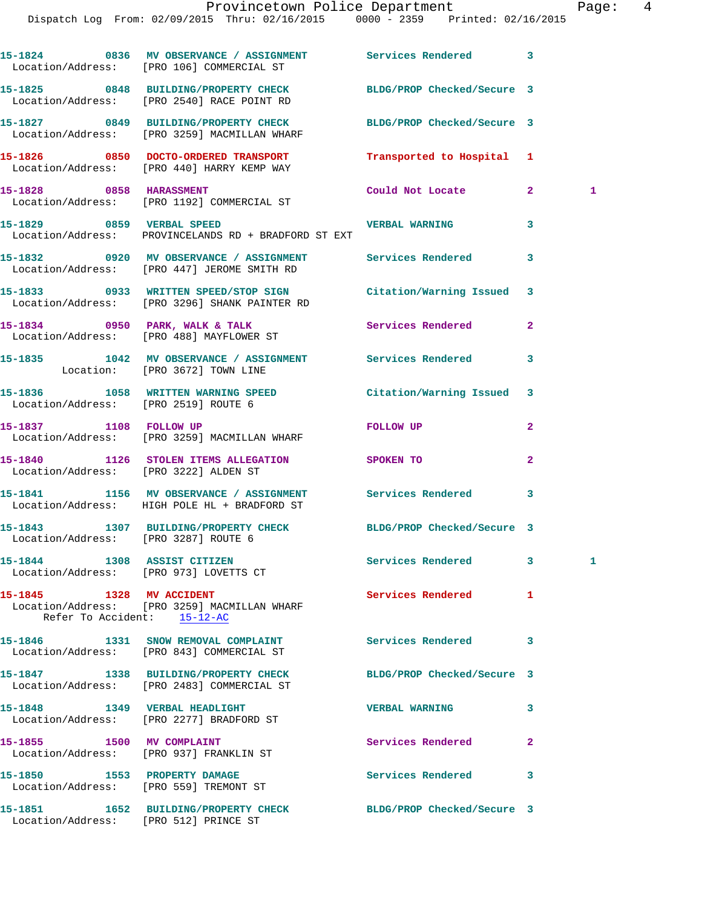15-1824 0836 MV OBSERVANCE / ASSIGNMENT Services Rendered 3
Location/Address: [PRO 106] COMMERCIAL ST

15-1825 0848 BUILDING/PROPERTY CHECK BLDG/PROP Checked/Secure 3
Location/Address: [PRO 2540] RACE POINT RD

15-1827 0849 BUILDING/PROPERTY CHECK BLDG/PROP Checked/Secure 3
Location/Address: [PRO 3259] MACMILLAN WHARF

15-1826 0850 DOCTO-ORDERED TRANSPORT Transported to Hospital 1
Location/Address: [PRO 440] HARRY KEMP WAY

15-1828 0858 HARASSMENT Could Not Locate 2 1
Location/Address: [PRO 1192] COMMERCIAL ST

15-1829 0859 VERBAL SPEED VERBAL WARNING 3
Location/Address: PROVINCELANDS RD + BRADFORD ST EXT

15-1832 0920 MV OBSERVANCE / ASSIGNMENT Services Rendered 3
Location/Address: [PRO 447] JEROME SMITH RD

15-1833 0933 WRITTEN SPEED/STOP SIGN Citation/Warning Issued 3
Location/Address: [PRO 3296] SHANK PAINTER RD

15-1834 0950 PARK, WALK & TALK Services Rendered 2
Location/Address: [PRO 488] MAYFLOWER ST

15-1835 1042 MV OBSERVANCE / ASSIGNMENT Services Rendered 3
Location: [PRO 3672] TOWN LINE

15-1836 1058 WRITTEN WARNING SPEED Citation/Warning Issued 3
Location/Address: [PRO 2519] ROUTE 6

15-1837 1108 FOLLOW UP FOLLOW UP 2
Location/Address: [PRO 3259] MACMILLAN WHARF

15-1840 1126 STOLEN ITEMS ALLEGATION SPOKEN TO 2
Location/Address: [PRO 3222] ALDEN ST

15-1841 1156 MV OBSERVANCE / ASSIGNMENT Services Rendered 3
Location/Address: HIGH POLE HL + BRADFORD ST

15-1843 1307 BUILDING/PROPERTY CHECK BLDG/PROP Checked/Secure 3
Location/Address: [PRO 3287] ROUTE 6

15-1844 1308 ASSIST CITIZEN Services Rendered 3 1
Location/Address: [PRO 973] LOVETTS CT

15-1845 1328 MV ACCIDENT Services Rendered 1
Location/Address: [PRO 3259] MACMILLAN WHARF
Refer To Accident: 15-12-AC

15-1846 1331 SNOW REMOVAL COMPLAINT Services Rendered 3
Location/Address: [PRO 843] COMMERCIAL ST

15-1847 1338 BUILDING/PROPERTY CHECK BLDG/PROP Checked/Secure 3
Location/Address: [PRO 2483] COMMERCIAL ST

15-1848 1349 VERBAL HEADLIGHT VERBAL WARNING 3
Location/Address: [PRO 2277] BRADFORD ST

15-1855 1500 MV COMPLAINT Services Rendered 2
Location/Address: [PRO 937] FRANKLIN ST

15-1850 1553 PROPERTY DAMAGE Services Rendered 3
Location/Address: [PRO 559] TREMONT ST

15-1851 1652 BUILDING/PROPERTY CHECK BLDG/PROP Checked/Secure 3
Location/Address: [PRO 512] PRINCE ST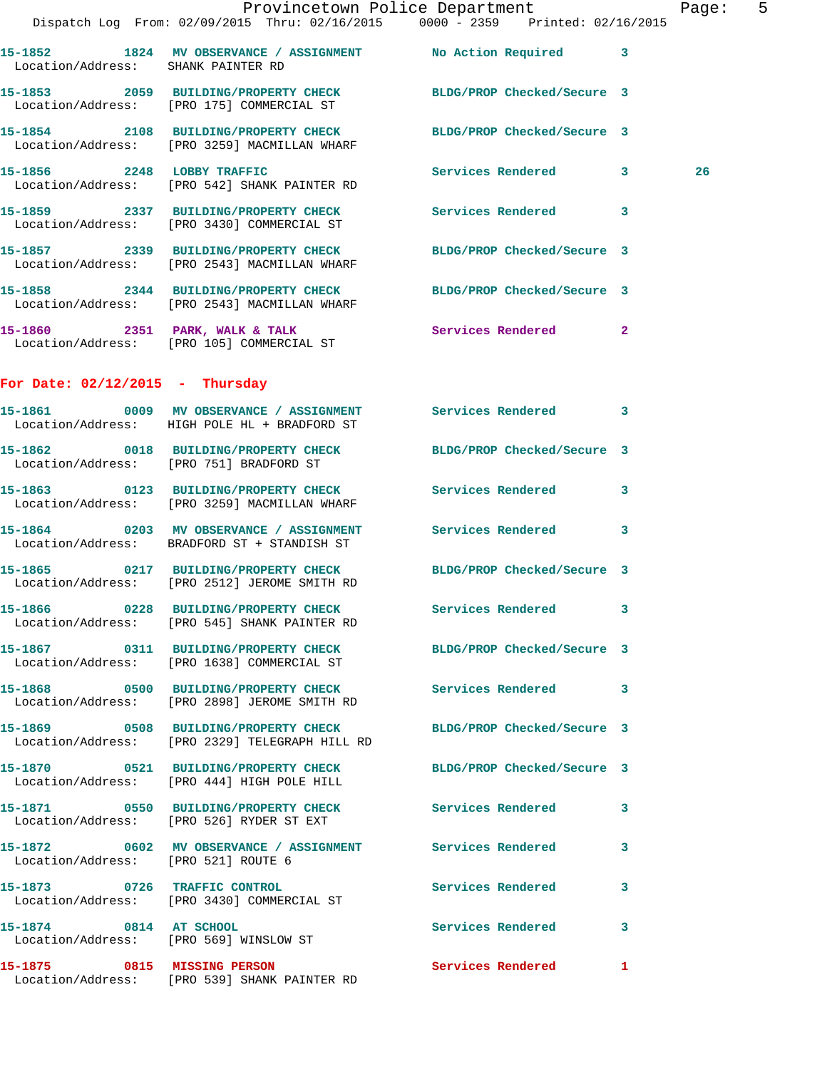| Call # | Time | Call Reason | Action | Priority | Extra |
|---|---|---|---|---|---|
| 15-1852 | 1824 | MV OBSERVANCE / ASSIGNMENT | No Action Required | 3 | |
| Location/Address: | | SHANK PAINTER RD | | | |
| 15-1853 | 2059 | BUILDING/PROPERTY CHECK | BLDG/PROP Checked/Secure | 3 | |
| Location/Address: | | [PRO 175] COMMERCIAL ST | | | |
| 15-1854 | 2108 | BUILDING/PROPERTY CHECK | BLDG/PROP Checked/Secure | 3 | |
| Location/Address: | | [PRO 3259] MACMILLAN WHARF | | | |
| 15-1856 | 2248 | LOBBY TRAFFIC | Services Rendered | 3 | 26 |
| Location/Address: | | [PRO 542] SHANK PAINTER RD | | | |
| 15-1859 | 2337 | BUILDING/PROPERTY CHECK | Services Rendered | 3 | |
| Location/Address: | | [PRO 3430] COMMERCIAL ST | | | |
| 15-1857 | 2339 | BUILDING/PROPERTY CHECK | BLDG/PROP Checked/Secure | 3 | |
| Location/Address: | | [PRO 2543] MACMILLAN WHARF | | | |
| 15-1858 | 2344 | BUILDING/PROPERTY CHECK | BLDG/PROP Checked/Secure | 3 | |
| Location/Address: | | [PRO 2543] MACMILLAN WHARF | | | |
| 15-1860 | 2351 | PARK, WALK & TALK | Services Rendered | 2 | |
| Location/Address: | | [PRO 105] COMMERCIAL ST | | | |

## For Date: 02/12/2015 - Thursday

| Call # | Time | Call Reason | Action | Priority |
|---|---|---|---|---|
| 15-1861 | 0009 | MV OBSERVANCE / ASSIGNMENT | Services Rendered | 3 |
| Location/Address: | | HIGH POLE HL + BRADFORD ST | | |
| 15-1862 | 0018 | BUILDING/PROPERTY CHECK | BLDG/PROP Checked/Secure | 3 |
| Location/Address: | | [PRO 751] BRADFORD ST | | |
| 15-1863 | 0123 | BUILDING/PROPERTY CHECK | Services Rendered | 3 |
| Location/Address: | | [PRO 3259] MACMILLAN WHARF | | |
| 15-1864 | 0203 | MV OBSERVANCE / ASSIGNMENT | Services Rendered | 3 |
| Location/Address: | | BRADFORD ST + STANDISH ST | | |
| 15-1865 | 0217 | BUILDING/PROPERTY CHECK | BLDG/PROP Checked/Secure | 3 |
| Location/Address: | | [PRO 2512] JEROME SMITH RD | | |
| 15-1866 | 0228 | BUILDING/PROPERTY CHECK | Services Rendered | 3 |
| Location/Address: | | [PRO 545] SHANK PAINTER RD | | |
| 15-1867 | 0311 | BUILDING/PROPERTY CHECK | BLDG/PROP Checked/Secure | 3 |
| Location/Address: | | [PRO 1638] COMMERCIAL ST | | |
| 15-1868 | 0500 | BUILDING/PROPERTY CHECK | Services Rendered | 3 |
| Location/Address: | | [PRO 2898] JEROME SMITH RD | | |
| 15-1869 | 0508 | BUILDING/PROPERTY CHECK | BLDG/PROP Checked/Secure | 3 |
| Location/Address: | | [PRO 2329] TELEGRAPH HILL RD | | |
| 15-1870 | 0521 | BUILDING/PROPERTY CHECK | BLDG/PROP Checked/Secure | 3 |
| Location/Address: | | [PRO 444] HIGH POLE HILL | | |
| 15-1871 | 0550 | BUILDING/PROPERTY CHECK | Services Rendered | 3 |
| Location/Address: | | [PRO 526] RYDER ST EXT | | |
| 15-1872 | 0602 | MV OBSERVANCE / ASSIGNMENT | Services Rendered | 3 |
| Location/Address: | | [PRO 521] ROUTE 6 | | |
| 15-1873 | 0726 | TRAFFIC CONTROL | Services Rendered | 3 |
| Location/Address: | | [PRO 3430] COMMERCIAL ST | | |
| 15-1874 | 0814 | AT SCHOOL | Services Rendered | 3 |
| Location/Address: | | [PRO 569] WINSLOW ST | | |
| 15-1875 | 0815 | MISSING PERSON | Services Rendered | 1 |
| Location/Address: | | [PRO 539] SHANK PAINTER RD | | |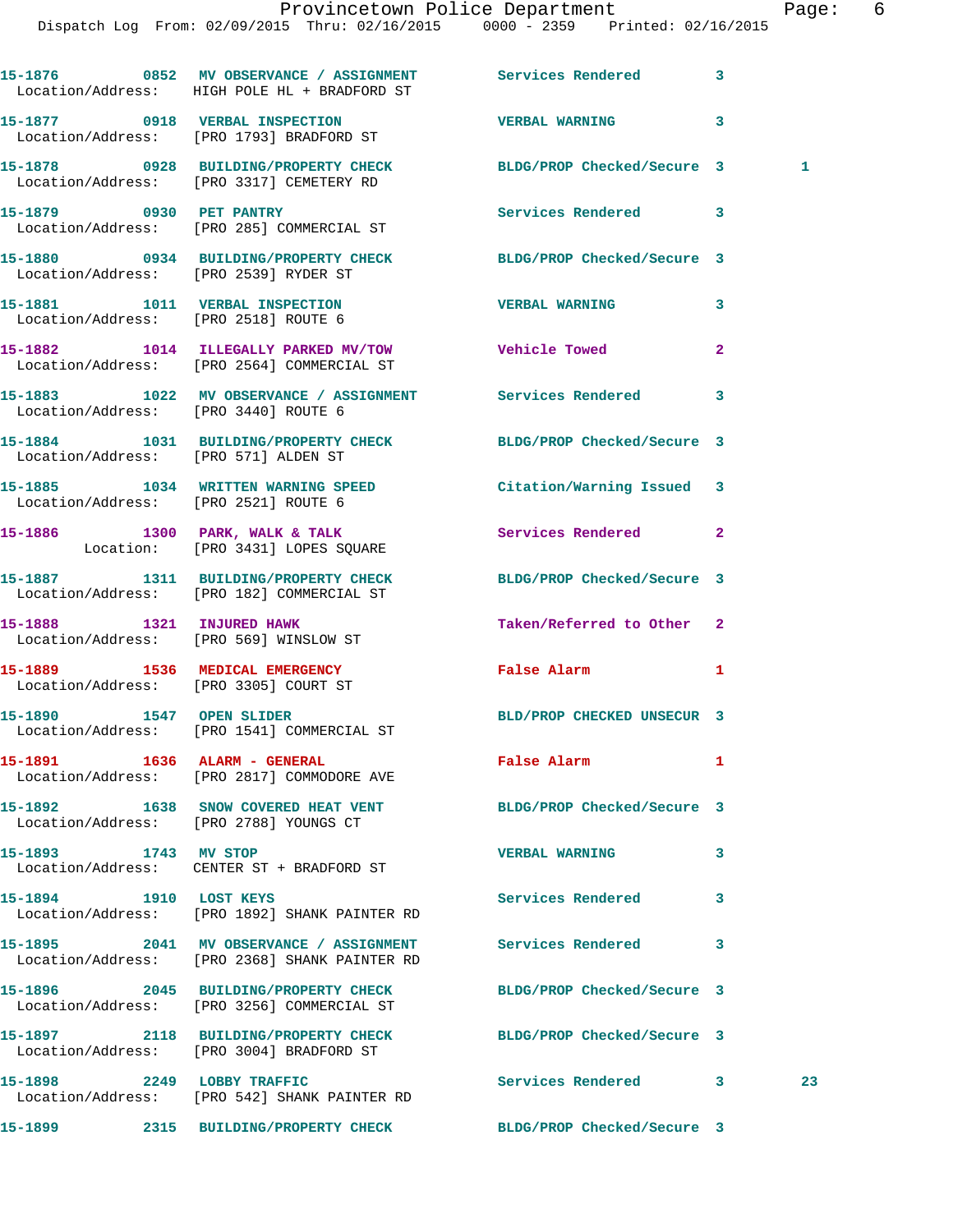15-1876 0852 MV OBSERVANCE / ASSIGNMENT Services Rendered 3
Location/Address: HIGH POLE HL + BRADFORD ST

15-1877 0918 VERBAL INSPECTION VERBAL WARNING 3
Location/Address: [PRO 1793] BRADFORD ST

15-1878 0928 BUILDING/PROPERTY CHECK BLDG/PROP Checked/Secure 3 1
Location/Address: [PRO 3317] CEMETERY RD

15-1879 0930 PET PANTRY Services Rendered 3
Location/Address: [PRO 285] COMMERCIAL ST

15-1880 0934 BUILDING/PROPERTY CHECK BLDG/PROP Checked/Secure 3
Location/Address: [PRO 2539] RYDER ST

15-1881 1011 VERBAL INSPECTION VERBAL WARNING 3
Location/Address: [PRO 2518] ROUTE 6

15-1882 1014 ILLEGALLY PARKED MV/TOW Vehicle Towed 2
Location/Address: [PRO 2564] COMMERCIAL ST

15-1883 1022 MV OBSERVANCE / ASSIGNMENT Services Rendered 3
Location/Address: [PRO 3440] ROUTE 6

15-1884 1031 BUILDING/PROPERTY CHECK BLDG/PROP Checked/Secure 3
Location/Address: [PRO 571] ALDEN ST

15-1885 1034 WRITTEN WARNING SPEED Citation/Warning Issued 3
Location/Address: [PRO 2521] ROUTE 6

15-1886 1300 PARK, WALK & TALK Services Rendered 2
Location: [PRO 3431] LOPES SQUARE

15-1887 1311 BUILDING/PROPERTY CHECK BLDG/PROP Checked/Secure 3
Location/Address: [PRO 182] COMMERCIAL ST

15-1888 1321 INJURED HAWK Taken/Referred to Other 2
Location/Address: [PRO 569] WINSLOW ST

15-1889 1536 MEDICAL EMERGENCY False Alarm 1
Location/Address: [PRO 3305] COURT ST

15-1890 1547 OPEN SLIDER BLD/PROP CHECKED UNSECUR 3
Location/Address: [PRO 1541] COMMERCIAL ST

15-1891 1636 ALARM - GENERAL False Alarm 1
Location/Address: [PRO 2817] COMMODORE AVE

15-1892 1638 SNOW COVERED HEAT VENT BLDG/PROP Checked/Secure 3
Location/Address: [PRO 2788] YOUNGS CT

15-1893 1743 MV STOP VERBAL WARNING 3
Location/Address: CENTER ST + BRADFORD ST

15-1894 1910 LOST KEYS Services Rendered 3
Location/Address: [PRO 1892] SHANK PAINTER RD

15-1895 2041 MV OBSERVANCE / ASSIGNMENT Services Rendered 3
Location/Address: [PRO 2368] SHANK PAINTER RD

15-1896 2045 BUILDING/PROPERTY CHECK BLDG/PROP Checked/Secure 3
Location/Address: [PRO 3256] COMMERCIAL ST

15-1897 2118 BUILDING/PROPERTY CHECK BLDG/PROP Checked/Secure 3
Location/Address: [PRO 3004] BRADFORD ST

15-1898 2249 LOBBY TRAFFIC Services Rendered 3 23
Location/Address: [PRO 542] SHANK PAINTER RD

15-1899 2315 BUILDING/PROPERTY CHECK BLDG/PROP Checked/Secure 3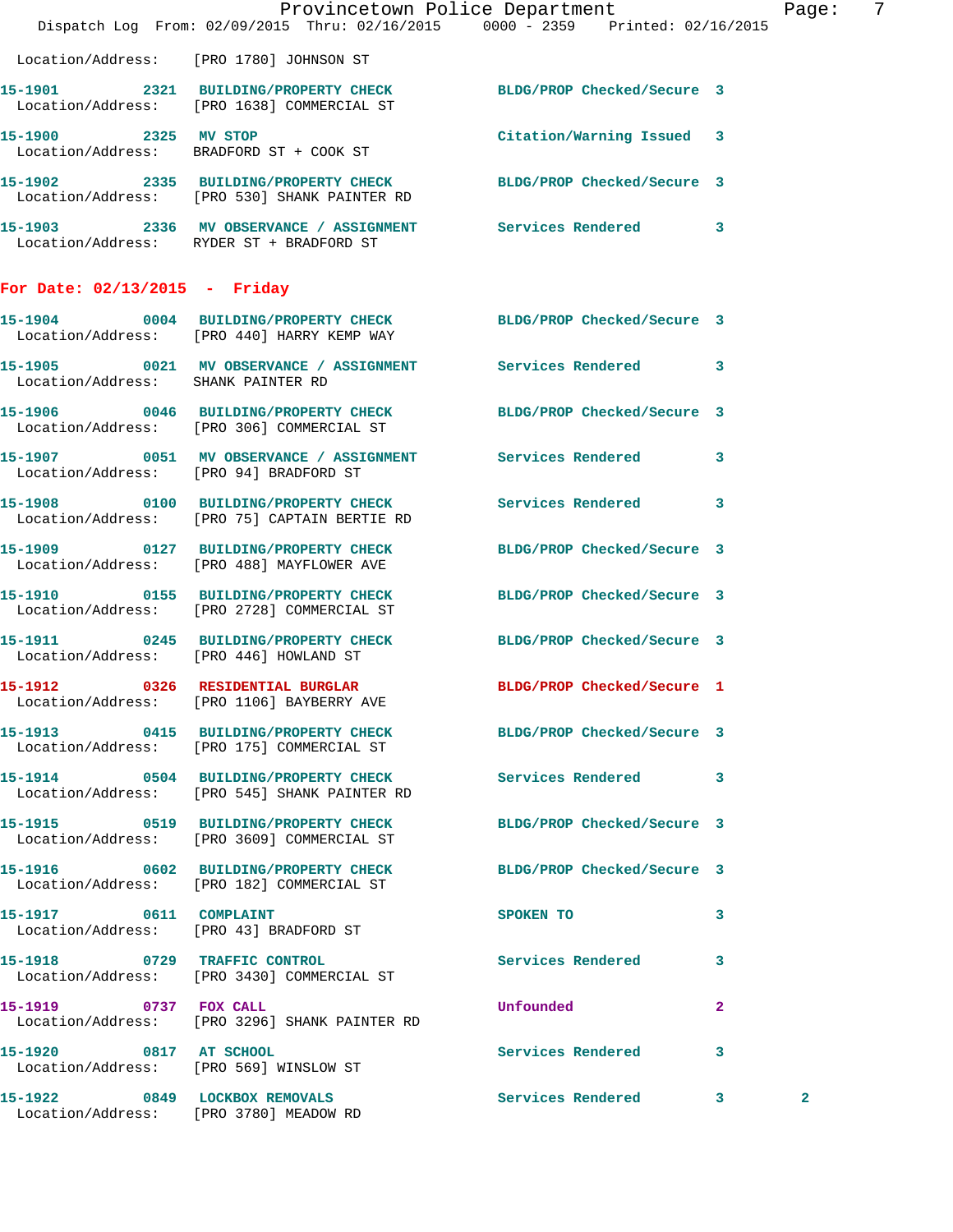Location/Address: [PRO 1780] JOHNSON ST

**15-1901 2321 BUILDING/PROPERTY CHECK** BLDG/PROP Checked/Secure 3
Location/Address: [PRO 1638] COMMERCIAL ST

**15-1900 2325 MV STOP** Citation/Warning Issued 3
Location/Address: BRADFORD ST + COOK ST

**15-1902 2335 BUILDING/PROPERTY CHECK** BLDG/PROP Checked/Secure 3
Location/Address: [PRO 530] SHANK PAINTER RD

**15-1903 2336 MV OBSERVANCE / ASSIGNMENT** Services Rendered 3
Location/Address: RYDER ST + BRADFORD ST

## For Date: 02/13/2015 - Friday

**15-1904 0004 BUILDING/PROPERTY CHECK** BLDG/PROP Checked/Secure 3
Location/Address: [PRO 440] HARRY KEMP WAY

**15-1905 0021 MV OBSERVANCE / ASSIGNMENT** Services Rendered 3
Location/Address: SHANK PAINTER RD

**15-1906 0046 BUILDING/PROPERTY CHECK** BLDG/PROP Checked/Secure 3
Location/Address: [PRO 306] COMMERCIAL ST

**15-1907 0051 MV OBSERVANCE / ASSIGNMENT** Services Rendered 3
Location/Address: [PRO 94] BRADFORD ST

**15-1908 0100 BUILDING/PROPERTY CHECK** Services Rendered 3
Location/Address: [PRO 75] CAPTAIN BERTIE RD

**15-1909 0127 BUILDING/PROPERTY CHECK** BLDG/PROP Checked/Secure 3
Location/Address: [PRO 488] MAYFLOWER AVE

**15-1910 0155 BUILDING/PROPERTY CHECK** BLDG/PROP Checked/Secure 3
Location/Address: [PRO 2728] COMMERCIAL ST

**15-1911 0245 BUILDING/PROPERTY CHECK** BLDG/PROP Checked/Secure 3
Location/Address: [PRO 446] HOWLAND ST

**15-1912 0326 RESIDENTIAL BURGLAR** BLDG/PROP Checked/Secure 1
Location/Address: [PRO 1106] BAYBERRY AVE

**15-1913 0415 BUILDING/PROPERTY CHECK** BLDG/PROP Checked/Secure 3
Location/Address: [PRO 175] COMMERCIAL ST

**15-1914 0504 BUILDING/PROPERTY CHECK** Services Rendered 3
Location/Address: [PRO 545] SHANK PAINTER RD

**15-1915 0519 BUILDING/PROPERTY CHECK** BLDG/PROP Checked/Secure 3
Location/Address: [PRO 3609] COMMERCIAL ST

**15-1916 0602 BUILDING/PROPERTY CHECK** BLDG/PROP Checked/Secure 3
Location/Address: [PRO 182] COMMERCIAL ST

**15-1917 0611 COMPLAINT** SPOKEN TO 3
Location/Address: [PRO 43] BRADFORD ST

**15-1918 0729 TRAFFIC CONTROL** Services Rendered 3
Location/Address: [PRO 3430] COMMERCIAL ST

**15-1919 0737 FOX CALL** Unfounded 2
Location/Address: [PRO 3296] SHANK PAINTER RD

**15-1920 0817 AT SCHOOL** Services Rendered 3
Location/Address: [PRO 569] WINSLOW ST

**15-1922 0849 LOCKBOX REMOVALS** Services Rendered 3 2
Location/Address: [PRO 3780] MEADOW RD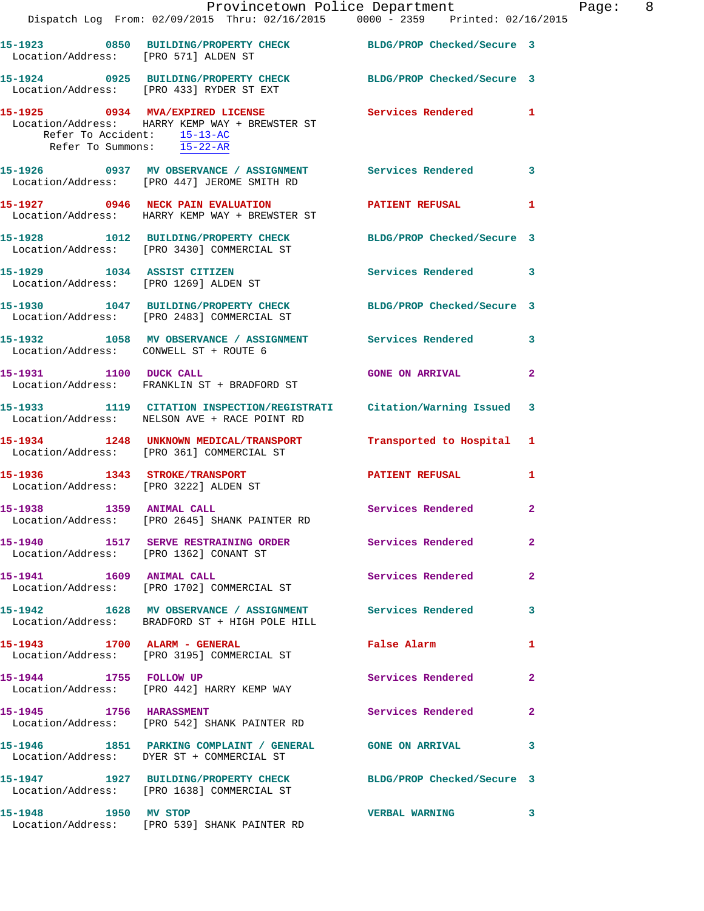15-1923 0850 BUILDING/PROPERTY CHECK BLDG/PROP Checked/Secure 3
Location/Address: [PRO 571] ALDEN ST

15-1924 0925 BUILDING/PROPERTY CHECK BLDG/PROP Checked/Secure 3
Location/Address: [PRO 433] RYDER ST EXT

15-1925 0934 MVA/EXPIRED LICENSE Services Rendered 1
Location/Address: HARRY KEMP WAY + BREWSTER ST
Refer To Accident: 15-13-AC
Refer To Summons: 15-22-AR

15-1926 0937 MV OBSERVANCE / ASSIGNMENT Services Rendered 3
Location/Address: [PRO 447] JEROME SMITH RD

15-1927 0946 NECK PAIN EVALUATION PATIENT REFUSAL 1
Location/Address: HARRY KEMP WAY + BREWSTER ST

15-1928 1012 BUILDING/PROPERTY CHECK BLDG/PROP Checked/Secure 3
Location/Address: [PRO 3430] COMMERCIAL ST

15-1929 1034 ASSIST CITIZEN Services Rendered 3
Location/Address: [PRO 1269] ALDEN ST

15-1930 1047 BUILDING/PROPERTY CHECK BLDG/PROP Checked/Secure 3
Location/Address: [PRO 2483] COMMERCIAL ST

15-1932 1058 MV OBSERVANCE / ASSIGNMENT Services Rendered 3
Location/Address: CONWELL ST + ROUTE 6

15-1931 1100 DUCK CALL GONE ON ARRIVAL 2
Location/Address: FRANKLIN ST + BRADFORD ST

15-1933 1119 CITATION INSPECTION/REGISTRATI Citation/Warning Issued 3
Location/Address: NELSON AVE + RACE POINT RD

15-1934 1248 UNKNOWN MEDICAL/TRANSPORT Transported to Hospital 1
Location/Address: [PRO 361] COMMERCIAL ST

15-1936 1343 STROKE/TRANSPORT PATIENT REFUSAL 1
Location/Address: [PRO 3222] ALDEN ST

15-1938 1359 ANIMAL CALL Services Rendered 2
Location/Address: [PRO 2645] SHANK PAINTER RD

15-1940 1517 SERVE RESTRAINING ORDER Services Rendered 2
Location/Address: [PRO 1362] CONANT ST

15-1941 1609 ANIMAL CALL Services Rendered 2
Location/Address: [PRO 1702] COMMERCIAL ST

15-1942 1628 MV OBSERVANCE / ASSIGNMENT Services Rendered 3
Location/Address: BRADFORD ST + HIGH POLE HILL

15-1943 1700 ALARM - GENERAL False Alarm 1
Location/Address: [PRO 3195] COMMERCIAL ST

15-1944 1755 FOLLOW UP Services Rendered 2
Location/Address: [PRO 442] HARRY KEMP WAY

15-1945 1756 HARASSMENT Services Rendered 2
Location/Address: [PRO 542] SHANK PAINTER RD

15-1946 1851 PARKING COMPLAINT / GENERAL GONE ON ARRIVAL 3
Location/Address: DYER ST + COMMERCIAL ST

15-1947 1927 BUILDING/PROPERTY CHECK BLDG/PROP Checked/Secure 3
Location/Address: [PRO 1638] COMMERCIAL ST

15-1948 1950 MV STOP VERBAL WARNING 3
Location/Address: [PRO 539] SHANK PAINTER RD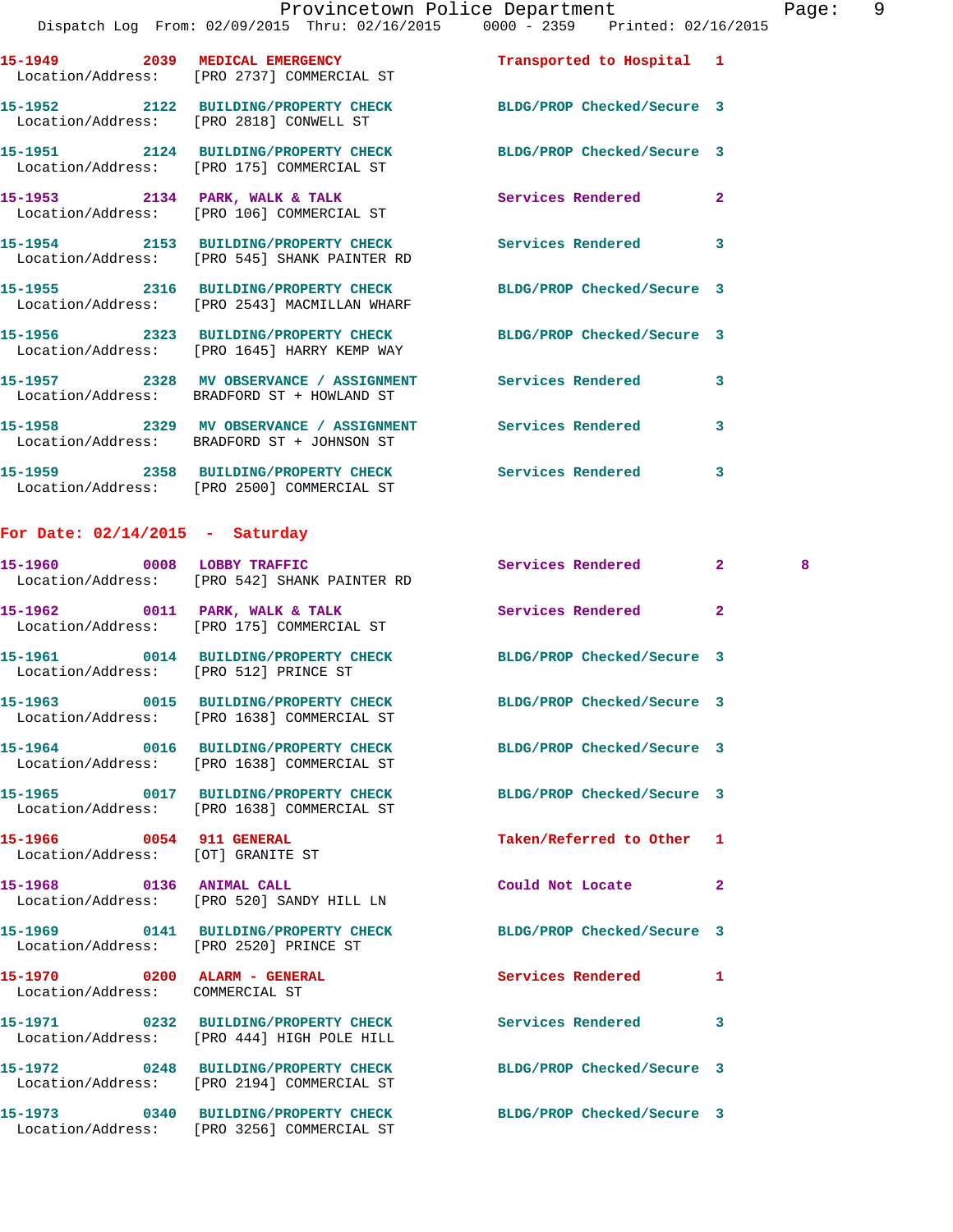**15-1949** 2039 **MEDICAL EMERGENCY** Transported to Hospital 1
Location/Address: [PRO 2737] COMMERCIAL ST

**15-1952** 2122 **BUILDING/PROPERTY CHECK** BLDG/PROP Checked/Secure 3
Location/Address: [PRO 2818] CONWELL ST

**15-1951** 2124 **BUILDING/PROPERTY CHECK** BLDG/PROP Checked/Secure 3
Location/Address: [PRO 175] COMMERCIAL ST

**15-1953** 2134 **PARK, WALK & TALK** Services Rendered 2
Location/Address: [PRO 106] COMMERCIAL ST

**15-1954** 2153 **BUILDING/PROPERTY CHECK** Services Rendered 3
Location/Address: [PRO 545] SHANK PAINTER RD

**15-1955** 2316 **BUILDING/PROPERTY CHECK** BLDG/PROP Checked/Secure 3
Location/Address: [PRO 2543] MACMILLAN WHARF

**15-1956** 2323 **BUILDING/PROPERTY CHECK** BLDG/PROP Checked/Secure 3
Location/Address: [PRO 1645] HARRY KEMP WAY

**15-1957** 2328 **MV OBSERVANCE / ASSIGNMENT** Services Rendered 3
Location/Address: BRADFORD ST + HOWLAND ST

**15-1958** 2329 **MV OBSERVANCE / ASSIGNMENT** Services Rendered 3
Location/Address: BRADFORD ST + JOHNSON ST

**15-1959** 2358 **BUILDING/PROPERTY CHECK** Services Rendered 3
Location/Address: [PRO 2500] COMMERCIAL ST

## For Date: 02/14/2015 - Saturday

**15-1960** 0008 **LOBBY TRAFFIC** Services Rendered 2 8
Location/Address: [PRO 542] SHANK PAINTER RD

**15-1962** 0011 **PARK, WALK & TALK** Services Rendered 2
Location/Address: [PRO 175] COMMERCIAL ST

**15-1961** 0014 **BUILDING/PROPERTY CHECK** BLDG/PROP Checked/Secure 3
Location/Address: [PRO 512] PRINCE ST

**15-1963** 0015 **BUILDING/PROPERTY CHECK** BLDG/PROP Checked/Secure 3
Location/Address: [PRO 1638] COMMERCIAL ST

**15-1964** 0016 **BUILDING/PROPERTY CHECK** BLDG/PROP Checked/Secure 3
Location/Address: [PRO 1638] COMMERCIAL ST

**15-1965** 0017 **BUILDING/PROPERTY CHECK** BLDG/PROP Checked/Secure 3
Location/Address: [PRO 1638] COMMERCIAL ST

**15-1966** 0054 **911 GENERAL** Taken/Referred to Other 1
Location/Address: [OT] GRANITE ST

**15-1968** 0136 **ANIMAL CALL** Could Not Locate 2
Location/Address: [PRO 520] SANDY HILL LN

**15-1969** 0141 **BUILDING/PROPERTY CHECK** BLDG/PROP Checked/Secure 3
Location/Address: [PRO 2520] PRINCE ST

**15-1970** 0200 **ALARM - GENERAL** Services Rendered 1
Location/Address: COMMERCIAL ST

**15-1971** 0232 **BUILDING/PROPERTY CHECK** Services Rendered 3
Location/Address: [PRO 444] HIGH POLE HILL

**15-1972** 0248 **BUILDING/PROPERTY CHECK** BLDG/PROP Checked/Secure 3
Location/Address: [PRO 2194] COMMERCIAL ST

**15-1973** 0340 **BUILDING/PROPERTY CHECK** BLDG/PROP Checked/Secure 3
Location/Address: [PRO 3256] COMMERCIAL ST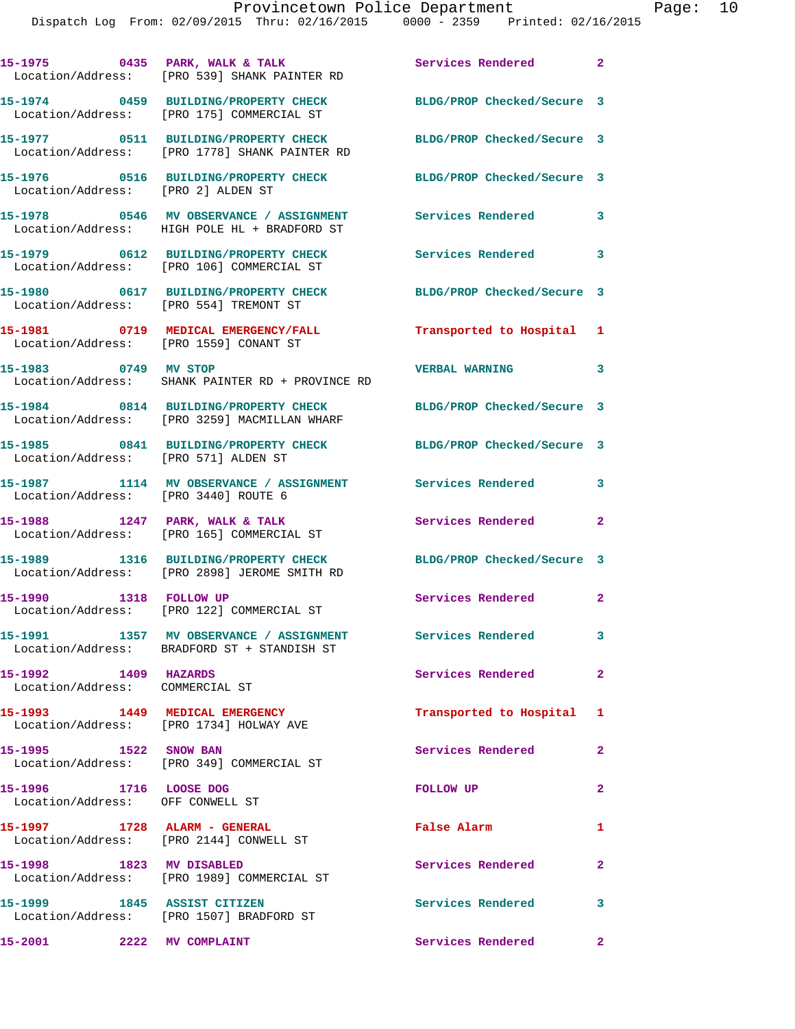15-1975 0435 PARK, WALK & TALK Services Rendered 2
Location/Address: [PRO 539] SHANK PAINTER RD

15-1974 0459 BUILDING/PROPERTY CHECK BLDG/PROP Checked/Secure 3
Location/Address: [PRO 175] COMMERCIAL ST

15-1977 0511 BUILDING/PROPERTY CHECK BLDG/PROP Checked/Secure 3
Location/Address: [PRO 1778] SHANK PAINTER RD

15-1976 0516 BUILDING/PROPERTY CHECK BLDG/PROP Checked/Secure 3
Location/Address: [PRO 2] ALDEN ST

15-1978 0546 MV OBSERVANCE / ASSIGNMENT Services Rendered 3
Location/Address: HIGH POLE HL + BRADFORD ST

15-1979 0612 BUILDING/PROPERTY CHECK Services Rendered 3
Location/Address: [PRO 106] COMMERCIAL ST

15-1980 0617 BUILDING/PROPERTY CHECK BLDG/PROP Checked/Secure 3
Location/Address: [PRO 554] TREMONT ST

15-1981 0719 MEDICAL EMERGENCY/FALL Transported to Hospital 1
Location/Address: [PRO 1559] CONANT ST

15-1983 0749 MV STOP VERBAL WARNING 3
Location/Address: SHANK PAINTER RD + PROVINCE RD

15-1984 0814 BUILDING/PROPERTY CHECK BLDG/PROP Checked/Secure 3
Location/Address: [PRO 3259] MACMILLAN WHARF

15-1985 0841 BUILDING/PROPERTY CHECK BLDG/PROP Checked/Secure 3
Location/Address: [PRO 571] ALDEN ST

15-1987 1114 MV OBSERVANCE / ASSIGNMENT Services Rendered 3
Location/Address: [PRO 3440] ROUTE 6

15-1988 1247 PARK, WALK & TALK Services Rendered 2
Location/Address: [PRO 165] COMMERCIAL ST

15-1989 1316 BUILDING/PROPERTY CHECK BLDG/PROP Checked/Secure 3
Location/Address: [PRO 2898] JEROME SMITH RD

15-1990 1318 FOLLOW UP Services Rendered 2
Location/Address: [PRO 122] COMMERCIAL ST

15-1991 1357 MV OBSERVANCE / ASSIGNMENT Services Rendered 3
Location/Address: BRADFORD ST + STANDISH ST

15-1992 1409 HAZARDS Services Rendered 2
Location/Address: COMMERCIAL ST

15-1993 1449 MEDICAL EMERGENCY Transported to Hospital 1
Location/Address: [PRO 1734] HOLWAY AVE

15-1995 1522 SNOW BAN Services Rendered 2
Location/Address: [PRO 349] COMMERCIAL ST

15-1996 1716 LOOSE DOG FOLLOW UP 2
Location/Address: OFF CONWELL ST

15-1997 1728 ALARM - GENERAL False Alarm 1
Location/Address: [PRO 2144] CONWELL ST

15-1998 1823 MV DISABLED Services Rendered 2
Location/Address: [PRO 1989] COMMERCIAL ST

15-1999 1845 ASSIST CITIZEN Services Rendered 3
Location/Address: [PRO 1507] BRADFORD ST

15-2001 2222 MV COMPLAINT Services Rendered 2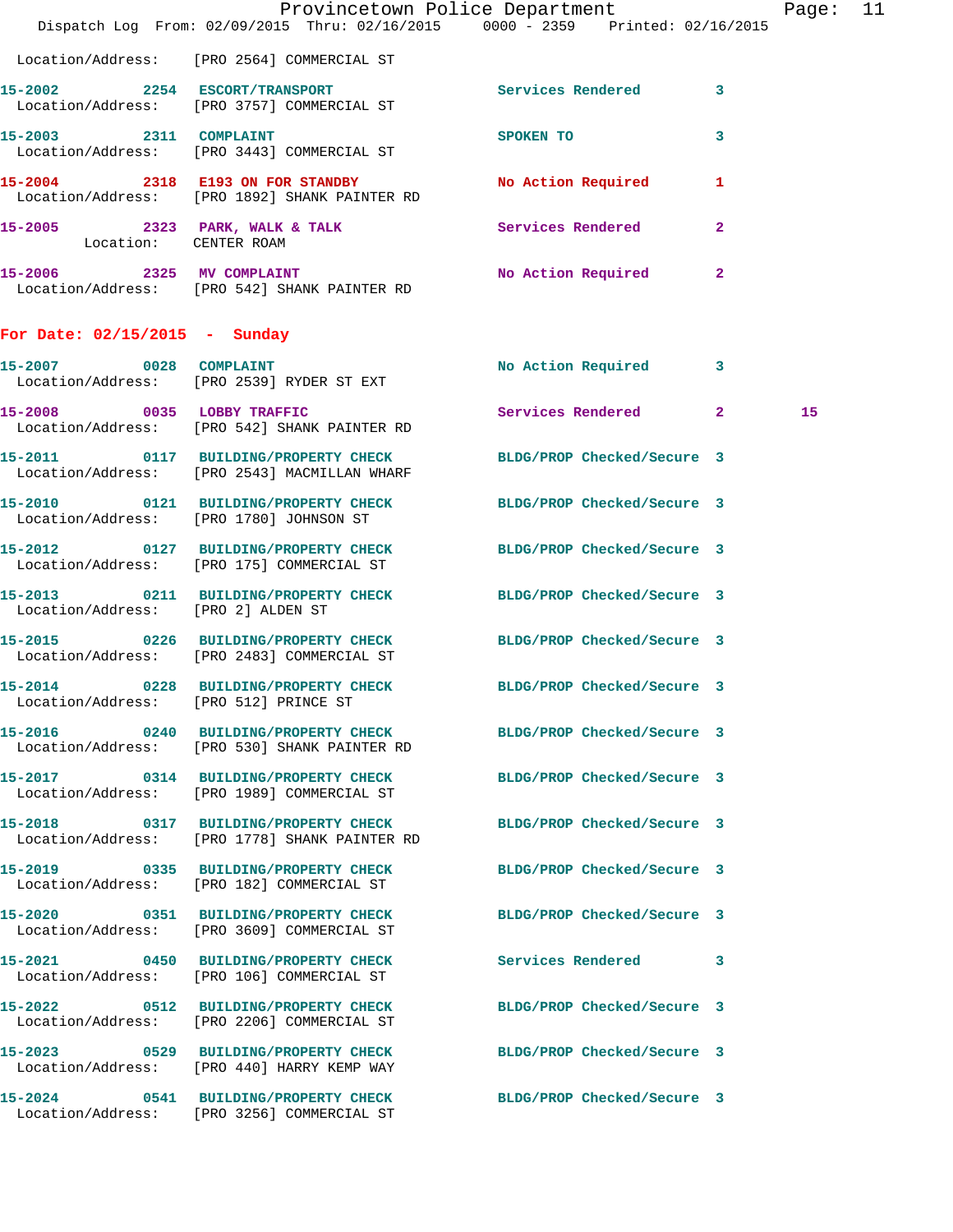Location/Address: [PRO 2564] COMMERCIAL ST

**15-2002** 2254 **ESCORT/TRANSPORT** Services Rendered 3
Location/Address: [PRO 3757] COMMERCIAL ST

**15-2003** 2311 **COMPLAINT** SPOKEN TO 3
Location/Address: [PRO 3443] COMMERCIAL ST

**15-2004** 2318 **E193 ON FOR STANDBY** No Action Required 1
Location/Address: [PRO 1892] SHANK PAINTER RD

**15-2005** 2323 **PARK, WALK & TALK** Services Rendered 2
Location: CENTER ROAM

**15-2006** 2325 **MV COMPLAINT** No Action Required 2
Location/Address: [PRO 542] SHANK PAINTER RD

## For Date: 02/15/2015 - Sunday

**15-2007** 0028 **COMPLAINT** No Action Required 3
Location/Address: [PRO 2539] RYDER ST EXT

**15-2008** 0035 **LOBBY TRAFFIC** Services Rendered 2 15
Location/Address: [PRO 542] SHANK PAINTER RD

**15-2011** 0117 **BUILDING/PROPERTY CHECK** BLDG/PROP Checked/Secure 3
Location/Address: [PRO 2543] MACMILLAN WHARF

**15-2010** 0121 **BUILDING/PROPERTY CHECK** BLDG/PROP Checked/Secure 3
Location/Address: [PRO 1780] JOHNSON ST

**15-2012** 0127 **BUILDING/PROPERTY CHECK** BLDG/PROP Checked/Secure 3
Location/Address: [PRO 175] COMMERCIAL ST

**15-2013** 0211 **BUILDING/PROPERTY CHECK** BLDG/PROP Checked/Secure 3
Location/Address: [PRO 2] ALDEN ST

**15-2015** 0226 **BUILDING/PROPERTY CHECK** BLDG/PROP Checked/Secure 3
Location/Address: [PRO 2483] COMMERCIAL ST

**15-2014** 0228 **BUILDING/PROPERTY CHECK** BLDG/PROP Checked/Secure 3
Location/Address: [PRO 512] PRINCE ST

**15-2016** 0240 **BUILDING/PROPERTY CHECK** BLDG/PROP Checked/Secure 3
Location/Address: [PRO 530] SHANK PAINTER RD

**15-2017** 0314 **BUILDING/PROPERTY CHECK** BLDG/PROP Checked/Secure 3
Location/Address: [PRO 1989] COMMERCIAL ST

**15-2018** 0317 **BUILDING/PROPERTY CHECK** BLDG/PROP Checked/Secure 3
Location/Address: [PRO 1778] SHANK PAINTER RD

**15-2019** 0335 **BUILDING/PROPERTY CHECK** BLDG/PROP Checked/Secure 3
Location/Address: [PRO 182] COMMERCIAL ST

**15-2020** 0351 **BUILDING/PROPERTY CHECK** BLDG/PROP Checked/Secure 3
Location/Address: [PRO 3609] COMMERCIAL ST

**15-2021** 0450 **BUILDING/PROPERTY CHECK** Services Rendered 3
Location/Address: [PRO 106] COMMERCIAL ST

**15-2022** 0512 **BUILDING/PROPERTY CHECK** BLDG/PROP Checked/Secure 3
Location/Address: [PRO 2206] COMMERCIAL ST

**15-2023** 0529 **BUILDING/PROPERTY CHECK** BLDG/PROP Checked/Secure 3
Location/Address: [PRO 440] HARRY KEMP WAY

**15-2024** 0541 **BUILDING/PROPERTY CHECK** BLDG/PROP Checked/Secure 3
Location/Address: [PRO 3256] COMMERCIAL ST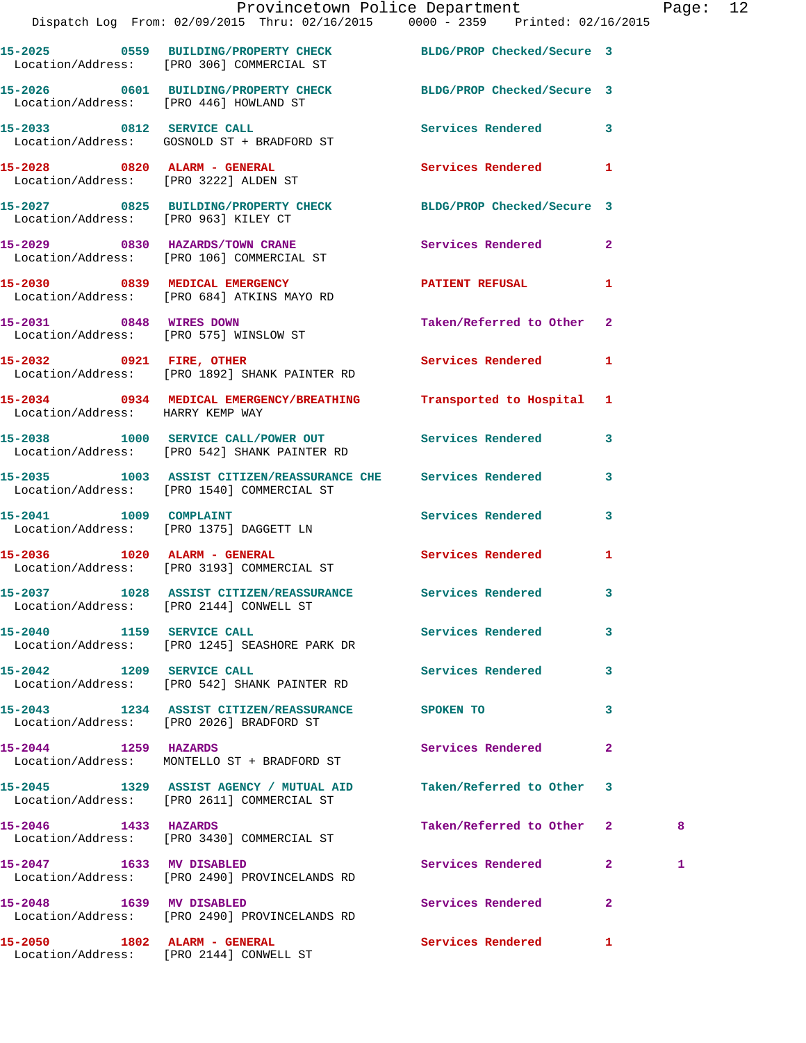15-2025 0559 BUILDING/PROPERTY CHECK BLDG/PROP Checked/Secure 3
Location/Address: [PRO 306] COMMERCIAL ST

15-2026 0601 BUILDING/PROPERTY CHECK BLDG/PROP Checked/Secure 3
Location/Address: [PRO 446] HOWLAND ST

15-2033 0812 SERVICE CALL Services Rendered 3
Location/Address: GOSNOLD ST + BRADFORD ST

15-2028 0820 ALARM - GENERAL Services Rendered 1
Location/Address: [PRO 3222] ALDEN ST

15-2027 0825 BUILDING/PROPERTY CHECK BLDG/PROP Checked/Secure 3
Location/Address: [PRO 963] KILEY CT

15-2029 0830 HAZARDS/TOWN CRANE Services Rendered 2
Location/Address: [PRO 106] COMMERCIAL ST

15-2030 0839 MEDICAL EMERGENCY PATIENT REFUSAL 1
Location/Address: [PRO 684] ATKINS MAYO RD

15-2031 0848 WIRES DOWN Taken/Referred to Other 2
Location/Address: [PRO 575] WINSLOW ST

15-2032 0921 FIRE, OTHER Services Rendered 1
Location/Address: [PRO 1892] SHANK PAINTER RD

15-2034 0934 MEDICAL EMERGENCY/BREATHING Transported to Hospital 1
Location/Address: HARRY KEMP WAY

15-2038 1000 SERVICE CALL/POWER OUT Services Rendered 3
Location/Address: [PRO 542] SHANK PAINTER RD

15-2035 1003 ASSIST CITIZEN/REASSURANCE CHE Services Rendered 3
Location/Address: [PRO 1540] COMMERCIAL ST

15-2041 1009 COMPLAINT Services Rendered 3
Location/Address: [PRO 1375] DAGGETT LN

15-2036 1020 ALARM - GENERAL Services Rendered 1
Location/Address: [PRO 3193] COMMERCIAL ST

15-2037 1028 ASSIST CITIZEN/REASSURANCE Services Rendered 3
Location/Address: [PRO 2144] CONWELL ST

15-2040 1159 SERVICE CALL Services Rendered 3
Location/Address: [PRO 1245] SEASHORE PARK DR

15-2042 1209 SERVICE CALL Services Rendered 3
Location/Address: [PRO 542] SHANK PAINTER RD

15-2043 1234 ASSIST CITIZEN/REASSURANCE SPOKEN TO 3
Location/Address: [PRO 2026] BRADFORD ST

15-2044 1259 HAZARDS Services Rendered 2
Location/Address: MONTELLO ST + BRADFORD ST

15-2045 1329 ASSIST AGENCY / MUTUAL AID Taken/Referred to Other 3
Location/Address: [PRO 2611] COMMERCIAL ST

15-2046 1433 HAZARDS Taken/Referred to Other 2 8
Location/Address: [PRO 3430] COMMERCIAL ST

15-2047 1633 MV DISABLED Services Rendered 2 1
Location/Address: [PRO 2490] PROVINCELANDS RD

15-2048 1639 MV DISABLED Services Rendered 2
Location/Address: [PRO 2490] PROVINCELANDS RD

15-2050 1802 ALARM - GENERAL Services Rendered 1
Location/Address: [PRO 2144] CONWELL ST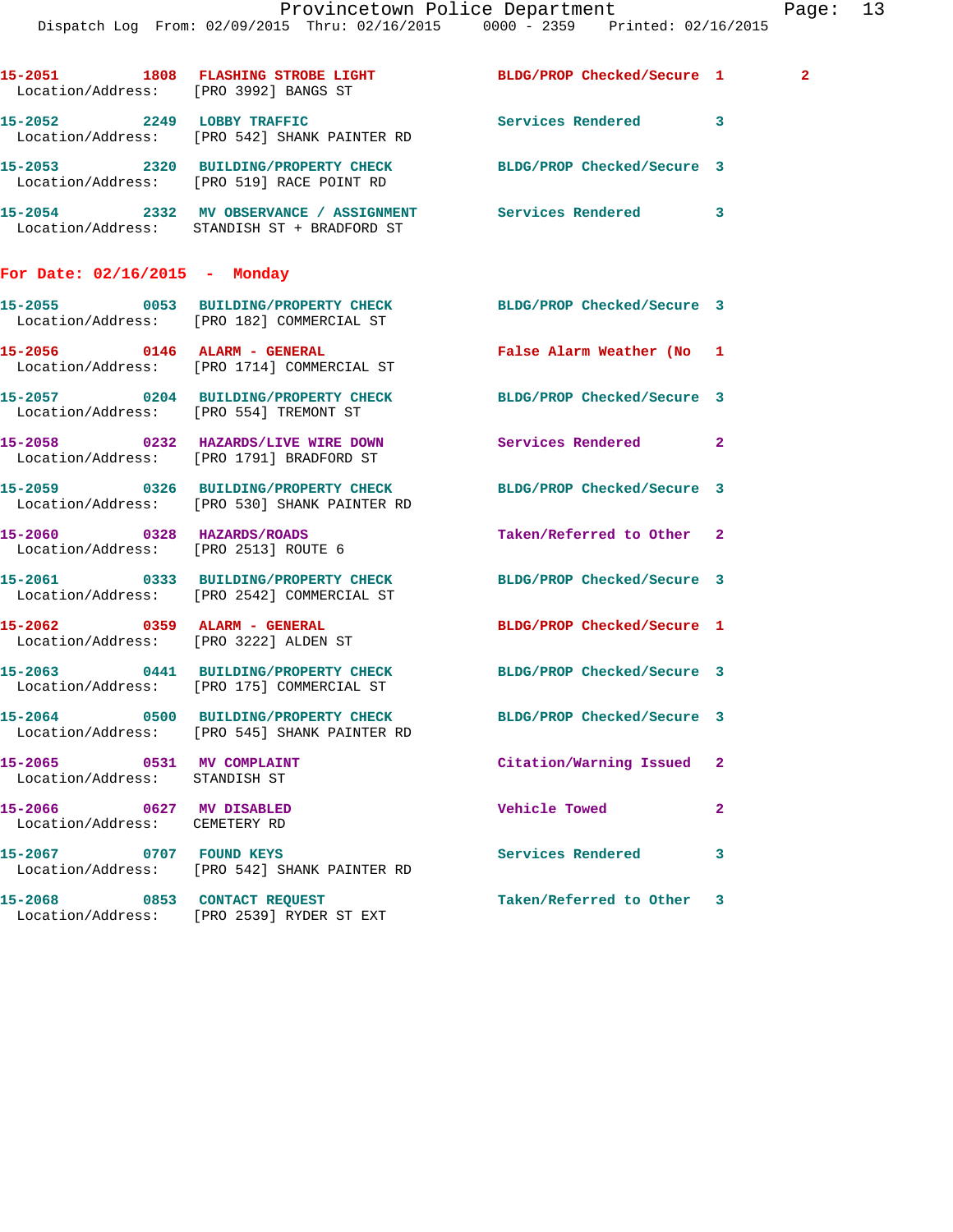15-2051 1808 FLASHING STROBE LIGHT BLDG/PROP Checked/Secure 1 2
Location/Address: [PRO 3992] BANGS ST

15-2052 2249 LOBBY TRAFFIC Services Rendered 3
Location/Address: [PRO 542] SHANK PAINTER RD

15-2053 2320 BUILDING/PROPERTY CHECK BLDG/PROP Checked/Secure 3
Location/Address: [PRO 519] RACE POINT RD

15-2054 2332 MV OBSERVANCE / ASSIGNMENT Services Rendered 3
Location/Address: STANDISH ST + BRADFORD ST

**For Date: 02/16/2015 - Monday**

15-2055 0053 BUILDING/PROPERTY CHECK BLDG/PROP Checked/Secure 3
Location/Address: [PRO 182] COMMERCIAL ST

15-2056 0146 ALARM - GENERAL False Alarm Weather (No 1
Location/Address: [PRO 1714] COMMERCIAL ST

15-2057 0204 BUILDING/PROPERTY CHECK BLDG/PROP Checked/Secure 3
Location/Address: [PRO 554] TREMONT ST

15-2058 0232 HAZARDS/LIVE WIRE DOWN Services Rendered 2
Location/Address: [PRO 1791] BRADFORD ST

15-2059 0326 BUILDING/PROPERTY CHECK BLDG/PROP Checked/Secure 3
Location/Address: [PRO 530] SHANK PAINTER RD

15-2060 0328 HAZARDS/ROADS Taken/Referred to Other 2
Location/Address: [PRO 2513] ROUTE 6

15-2061 0333 BUILDING/PROPERTY CHECK BLDG/PROP Checked/Secure 3
Location/Address: [PRO 2542] COMMERCIAL ST

15-2062 0359 ALARM - GENERAL BLDG/PROP Checked/Secure 1
Location/Address: [PRO 3222] ALDEN ST

15-2063 0441 BUILDING/PROPERTY CHECK BLDG/PROP Checked/Secure 3
Location/Address: [PRO 175] COMMERCIAL ST

15-2064 0500 BUILDING/PROPERTY CHECK BLDG/PROP Checked/Secure 3
Location/Address: [PRO 545] SHANK PAINTER RD

15-2065 0531 MV COMPLAINT Citation/Warning Issued 2
Location/Address: STANDISH ST

15-2066 0627 MV DISABLED Vehicle Towed 2
Location/Address: CEMETERY RD

15-2067 0707 FOUND KEYS Services Rendered 3
Location/Address: [PRO 542] SHANK PAINTER RD

15-2068 0853 CONTACT REQUEST Taken/Referred to Other 3
Location/Address: [PRO 2539] RYDER ST EXT